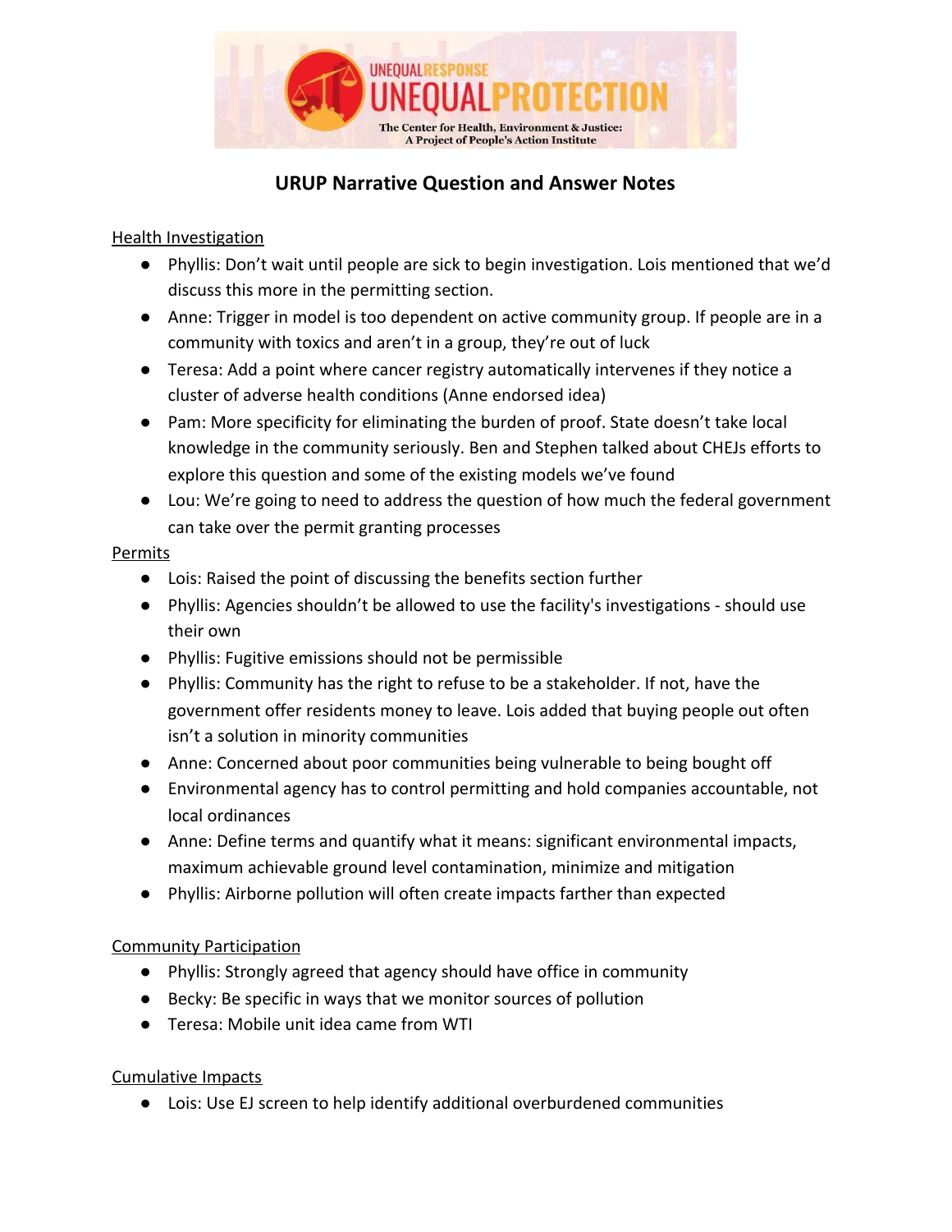# URUP Narrative Question and Answer Notes

Health Investigation

- Phyllis: Don't wait until people are sick to begin investigation. Lois mentioned that we'd discuss this more in the permitting section.
- Anne: Trigger in model is too dependent on active community group. If people are in a community with toxics and aren't in a group, they're out of luck
- Teresa: Add a point where cancer registry automatically intervenes if they notice a cluster of adverse health conditions (Anne endorsed idea)
- Pam: More specificity for eliminating the burden of proof. State doesn't take local knowledge in the community seriously. Ben and Stephen talked about CHEJs efforts to explore this question and some of the existing models we've found
- Lou: We're going to need to address the question of how much the federal government can take over the permit granting processes

Permits

- Lois: Raised the point of discussing the benefits section further
- Phyllis: Agencies shouldn't be allowed to use the facility's investigations - should use their own
- Phyllis: Fugitive emissions should not be permissible
- Phyllis: Community has the right to refuse to be a stakeholder. If not, have the government offer residents money to leave. Lois added that buying people out often isn't a solution in minority communities
- Anne: Concerned about poor communities being vulnerable to being bought off
- Environmental agency has to control permitting and hold companies accountable, not local ordinances
- Anne: Define terms and quantify what it means: significant environmental impacts, maximum achievable ground level contamination, minimize and mitigation
- Phyllis: Airborne pollution will often create impacts farther than expected

Community Participation

- Phyllis: Strongly agreed that agency should have office in community
- Becky: Be specific in ways that we monitor sources of pollution
- Teresa: Mobile unit idea came from WTI

Cumulative Impacts

- Lois: Use EJ screen to help identify additional overburdened communities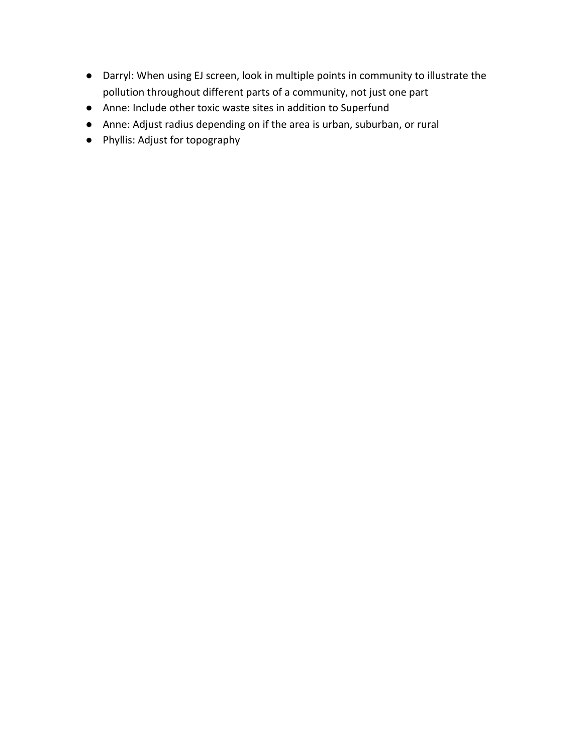- Darryl: When using EJ screen, look in multiple points in community to illustrate the pollution throughout different parts of a community, not just one part
- Anne: Include other toxic waste sites in addition to Superfund
- Anne: Adjust radius depending on if the area is urban, suburban, or rural
- Phyllis: Adjust for topography